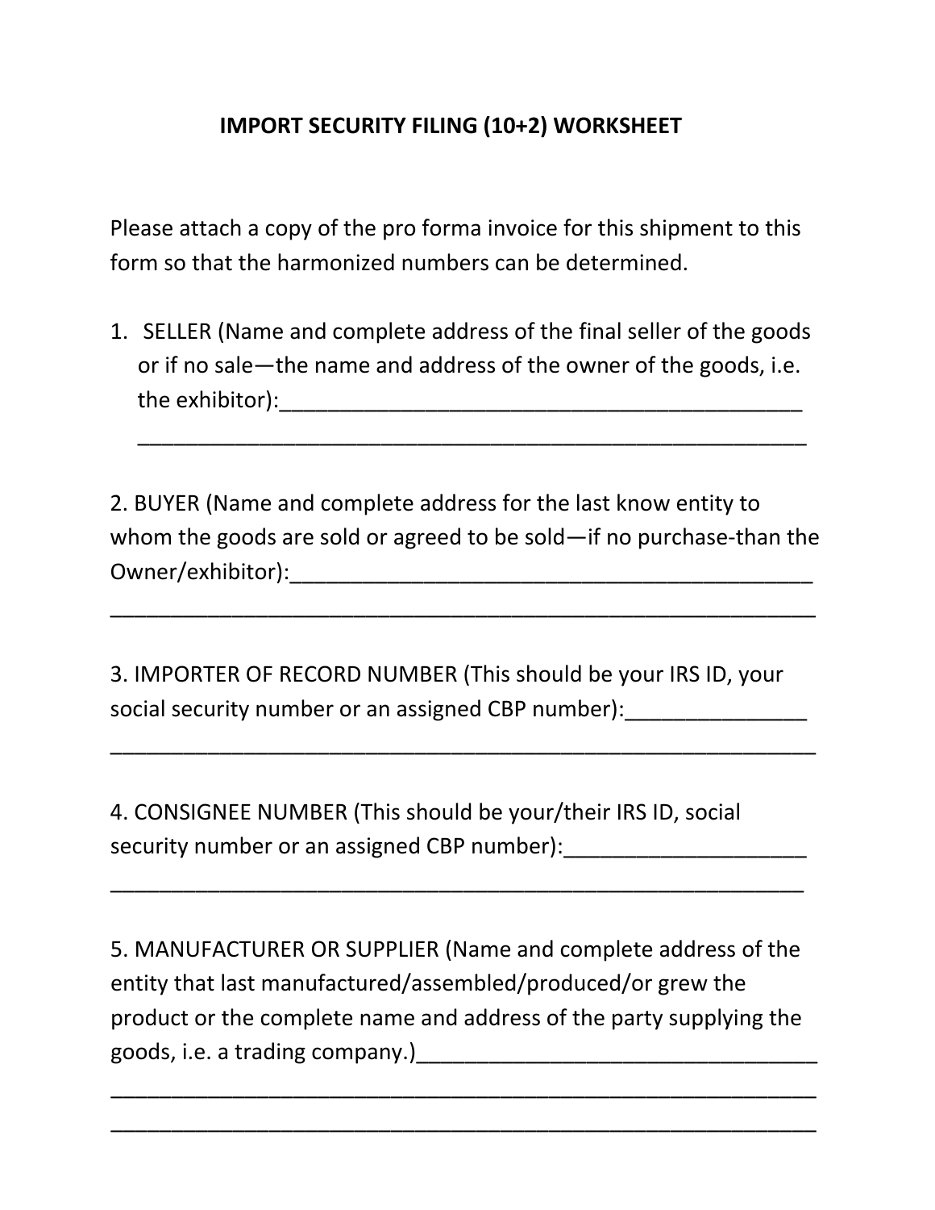# IMPORT SECURITY FILING (10+2) WORKSHEET

Please attach a copy of the pro forma invoice for this shipment to this form so that the harmonized numbers can be determined.

1. SELLER (Name and complete address of the final seller of the goods or if no sale—the name and address of the owner of the goods, i.e. the exhibitor):\_\_\_\_\_\_\_\_\_\_\_\_\_\_\_\_\_\_\_\_\_\_\_\_\_\_\_\_\_\_\_\_\_\_\_\_\_\_\_\_\_\_\_\_
\_\_\_\_\_\_\_\_\_\_\_\_\_\_\_\_\_\_\_\_\_\_\_\_\_\_\_\_\_\_\_\_\_\_\_\_\_\_\_\_\_\_\_\_\_\_\_\_\_\_\_\_\_\_\_

2. BUYER (Name and complete address for the last know entity to whom the goods are sold or agreed to be sold—if no purchase-than the Owner/exhibitor):\_\_\_\_\_\_\_\_\_\_\_\_\_\_\_\_\_\_\_\_\_\_\_\_\_\_\_\_\_\_\_\_\_\_\_\_\_\_\_\_\_\_\_\_
\_\_\_\_\_\_\_\_\_\_\_\_\_\_\_\_\_\_\_\_\_\_\_\_\_\_\_\_\_\_\_\_\_\_\_\_\_\_\_\_\_\_\_\_\_\_\_\_\_\_\_\_\_\_\_\_\_\_

3. IMPORTER OF RECORD NUMBER (This should be your IRS ID, your social security number or an assigned CBP number):\_\_\_\_\_\_\_\_\_\_\_\_\_\_\_
\_\_\_\_\_\_\_\_\_\_\_\_\_\_\_\_\_\_\_\_\_\_\_\_\_\_\_\_\_\_\_\_\_\_\_\_\_\_\_\_\_\_\_\_\_\_\_\_\_\_\_\_\_\_\_\_\_\_

4. CONSIGNEE NUMBER (This should be your/their IRS ID, social security number or an assigned CBP number):\_\_\_\_\_\_\_\_\_\_\_\_\_\_\_\_\_\_\_\_
\_\_\_\_\_\_\_\_\_\_\_\_\_\_\_\_\_\_\_\_\_\_\_\_\_\_\_\_\_\_\_\_\_\_\_\_\_\_\_\_\_\_\_\_\_\_\_\_\_\_\_\_\_\_\_\_\_\_

5. MANUFACTURER OR SUPPLIER (Name and complete address of the entity that last manufactured/assembled/produced/or grew the product or the complete name and address of the party supplying the goods, i.e. a trading company.)\_\_\_\_\_\_\_\_\_\_\_\_\_\_\_\_\_\_\_\_\_\_\_\_\_\_\_\_\_\_\_\_\_\_
\_\_\_\_\_\_\_\_\_\_\_\_\_\_\_\_\_\_\_\_\_\_\_\_\_\_\_\_\_\_\_\_\_\_\_\_\_\_\_\_\_\_\_\_\_\_\_\_\_\_\_\_\_\_\_\_\_\_
\_\_\_\_\_\_\_\_\_\_\_\_\_\_\_\_\_\_\_\_\_\_\_\_\_\_\_\_\_\_\_\_\_\_\_\_\_\_\_\_\_\_\_\_\_\_\_\_\_\_\_\_\_\_\_\_\_\_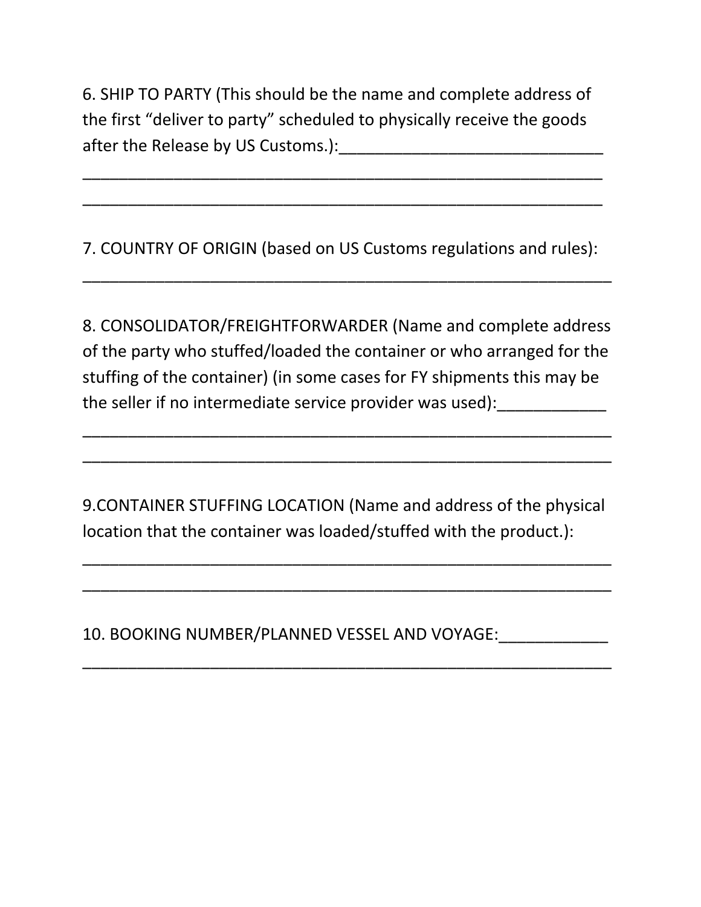6. SHIP TO PARTY (This should be the name and complete address of the first “deliver to party” scheduled to physically receive the goods after the Release by US Customs.):_____________________________

__________________________________________________________

__________________________________________________________

7. COUNTRY OF ORIGIN (based on US Customs regulations and rules):

___________________________________________________________

8. CONSOLIDATOR/FREIGHTFORWARDER (Name and complete address of the party who stuffed/loaded the container or who arranged for the stuffing of the container) (in some cases for FY shipments this may be the seller if no intermediate service provider was used):____________

___________________________________________________________

___________________________________________________________

9.CONTAINER STUFFING LOCATION (Name and address of the physical location that the container was loaded/stuffed with the product.):

___________________________________________________________

___________________________________________________________

10. BOOKING NUMBER/PLANNED VESSEL AND VOYAGE:____________

___________________________________________________________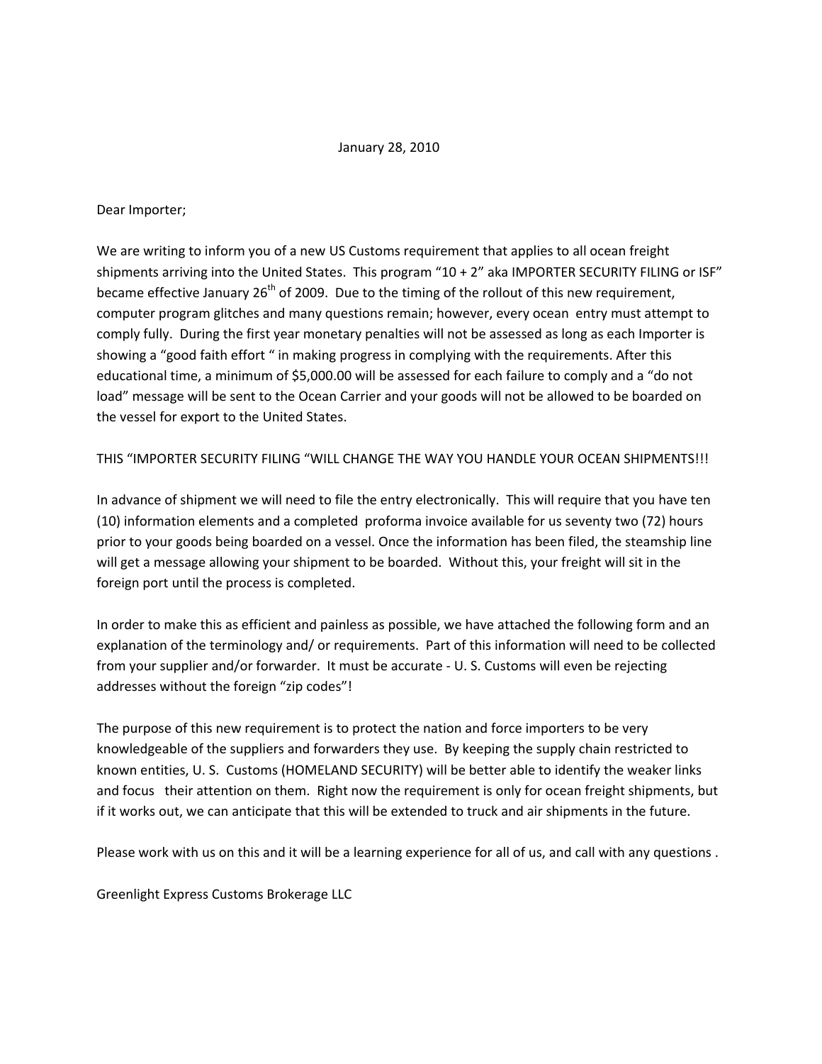January 28, 2010

Dear Importer;

We are writing to inform you of a new US Customs requirement that applies to all ocean freight shipments arriving into the United States. This program "10 + 2" aka IMPORTER SECURITY FILING or ISF" became effective January 26th of 2009. Due to the timing of the rollout of this new requirement, computer program glitches and many questions remain; however, every ocean entry must attempt to comply fully. During the first year monetary penalties will not be assessed as long as each Importer is showing a "good faith effort " in making progress in complying with the requirements. After this educational time, a minimum of $5,000.00 will be assessed for each failure to comply and a "do not load" message will be sent to the Ocean Carrier and your goods will not be allowed to be boarded on the vessel for export to the United States.

THIS "IMPORTER SECURITY FILING "WILL CHANGE THE WAY YOU HANDLE YOUR OCEAN SHIPMENTS!!!

In advance of shipment we will need to file the entry electronically. This will require that you have ten (10) information elements and a completed proforma invoice available for us seventy two (72) hours prior to your goods being boarded on a vessel. Once the information has been filed, the steamship line will get a message allowing your shipment to be boarded. Without this, your freight will sit in the foreign port until the process is completed.

In order to make this as efficient and painless as possible, we have attached the following form and an explanation of the terminology and/ or requirements. Part of this information will need to be collected from your supplier and/or forwarder. It must be accurate - U. S. Customs will even be rejecting addresses without the foreign "zip codes"!

The purpose of this new requirement is to protect the nation and force importers to be very knowledgeable of the suppliers and forwarders they use. By keeping the supply chain restricted to known entities, U. S. Customs (HOMELAND SECURITY) will be better able to identify the weaker links and focus their attention on them. Right now the requirement is only for ocean freight shipments, but if it works out, we can anticipate that this will be extended to truck and air shipments in the future.

Please work with us on this and it will be a learning experience for all of us, and call with any questions .

Greenlight Express Customs Brokerage LLC